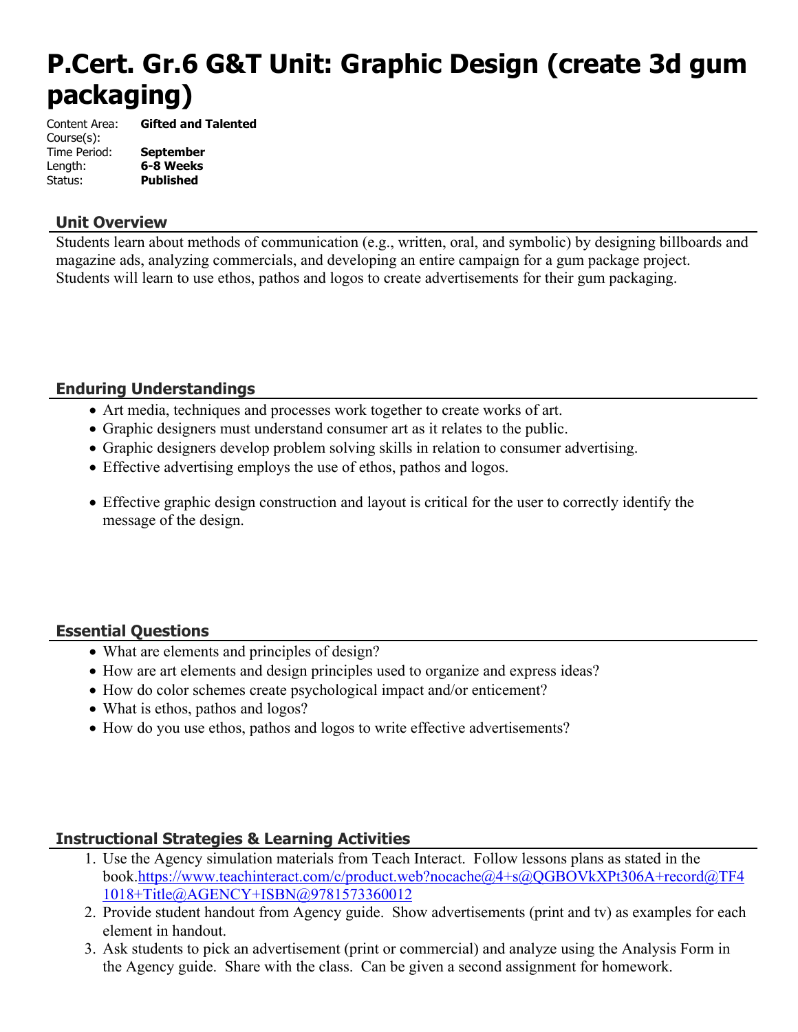# P.Cert. Gr.6 G&T Unit: Graphic Design (create 3d gum packaging)

Content Area: **Gifted and Talented**
Course(s):
Time Period: **September**
Length: **6-8 Weeks**
Status: **Published**

## Unit Overview

Students learn about methods of communication (e.g., written, oral, and symbolic) by designing billboards and magazine ads, analyzing commercials, and developing an entire campaign for a gum package project. Students will learn to use ethos, pathos and logos to create advertisements for their gum packaging.

## Enduring Understandings

- Art media, techniques and processes work together to create works of art.
- Graphic designers must understand consumer art as it relates to the public.
- Graphic designers develop problem solving skills in relation to consumer advertising.
- Effective advertising employs the use of ethos, pathos and logos.
- Effective graphic design construction and layout is critical for the user to correctly identify the message of the design.

## Essential Questions

- What are elements and principles of design?
- How are art elements and design principles used to organize and express ideas?
- How do color schemes create psychological impact and/or enticement?
- What is ethos, pathos and logos?
- How do you use ethos, pathos and logos to write effective advertisements?

## Instructional Strategies & Learning Activities

1. Use the Agency simulation materials from Teach Interact. Follow lessons plans as stated in the book.[https://www.teachinteract.com/c/product.web?nocache@4+s@QGBOVkXPt306A+record@TF41018+Title@AGENCY+ISBN@9781573360012](https://www.teachinteract.com/c/product.web?nocache@4+s@QGBOVkXPt306A+record@TF41018+Title@AGENCY+ISBN@9781573360012)
2. Provide student handout from Agency guide. Show advertisements (print and tv) as examples for each element in handout.
3. Ask students to pick an advertisement (print or commercial) and analyze using the Analysis Form in the Agency guide. Share with the class. Can be given a second assignment for homework.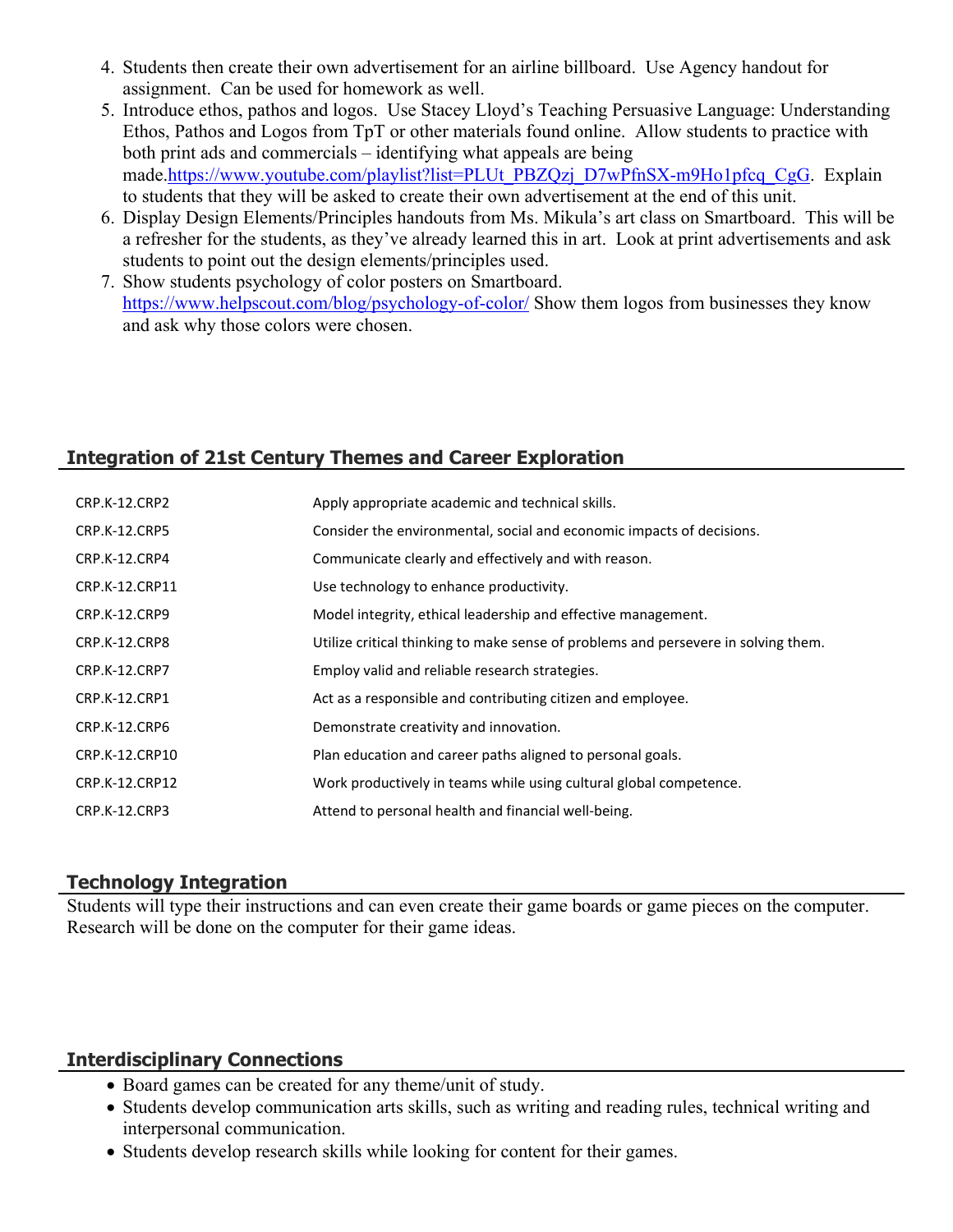4. Students then create their own advertisement for an airline billboard. Use Agency handout for assignment. Can be used for homework as well.
5. Introduce ethos, pathos and logos. Use Stacey Lloyd's Teaching Persuasive Language: Understanding Ethos, Pathos and Logos from TpT or other materials found online. Allow students to practice with both print ads and commercials – identifying what appeals are being made.https://www.youtube.com/playlist?list=PLUt_PBZQzj_D7wPfnSX-m9Ho1pfcq_CgG. Explain to students that they will be asked to create their own advertisement at the end of this unit.
6. Display Design Elements/Principles handouts from Ms. Mikula's art class on Smartboard. This will be a refresher for the students, as they've already learned this in art. Look at print advertisements and ask students to point out the design elements/principles used.
7. Show students psychology of color posters on Smartboard. https://www.helpscout.com/blog/psychology-of-color/ Show them logos from businesses they know and ask why those colors were chosen.

## Integration of 21st Century Themes and Career Exploration

| | |
|---|---|
| CRP.K-12.CRP2 | Apply appropriate academic and technical skills. |
| CRP.K-12.CRP5 | Consider the environmental, social and economic impacts of decisions. |
| CRP.K-12.CRP4 | Communicate clearly and effectively and with reason. |
| CRP.K-12.CRP11 | Use technology to enhance productivity. |
| CRP.K-12.CRP9 | Model integrity, ethical leadership and effective management. |
| CRP.K-12.CRP8 | Utilize critical thinking to make sense of problems and persevere in solving them. |
| CRP.K-12.CRP7 | Employ valid and reliable research strategies. |
| CRP.K-12.CRP1 | Act as a responsible and contributing citizen and employee. |
| CRP.K-12.CRP6 | Demonstrate creativity and innovation. |
| CRP.K-12.CRP10 | Plan education and career paths aligned to personal goals. |
| CRP.K-12.CRP12 | Work productively in teams while using cultural global competence. |
| CRP.K-12.CRP3 | Attend to personal health and financial well-being. |

## Technology Integration

Students will type their instructions and can even create their game boards or game pieces on the computer. Research will be done on the computer for their game ideas.

## Interdisciplinary Connections

- Board games can be created for any theme/unit of study.
- Students develop communication arts skills, such as writing and reading rules, technical writing and interpersonal communication.
- Students develop research skills while looking for content for their games.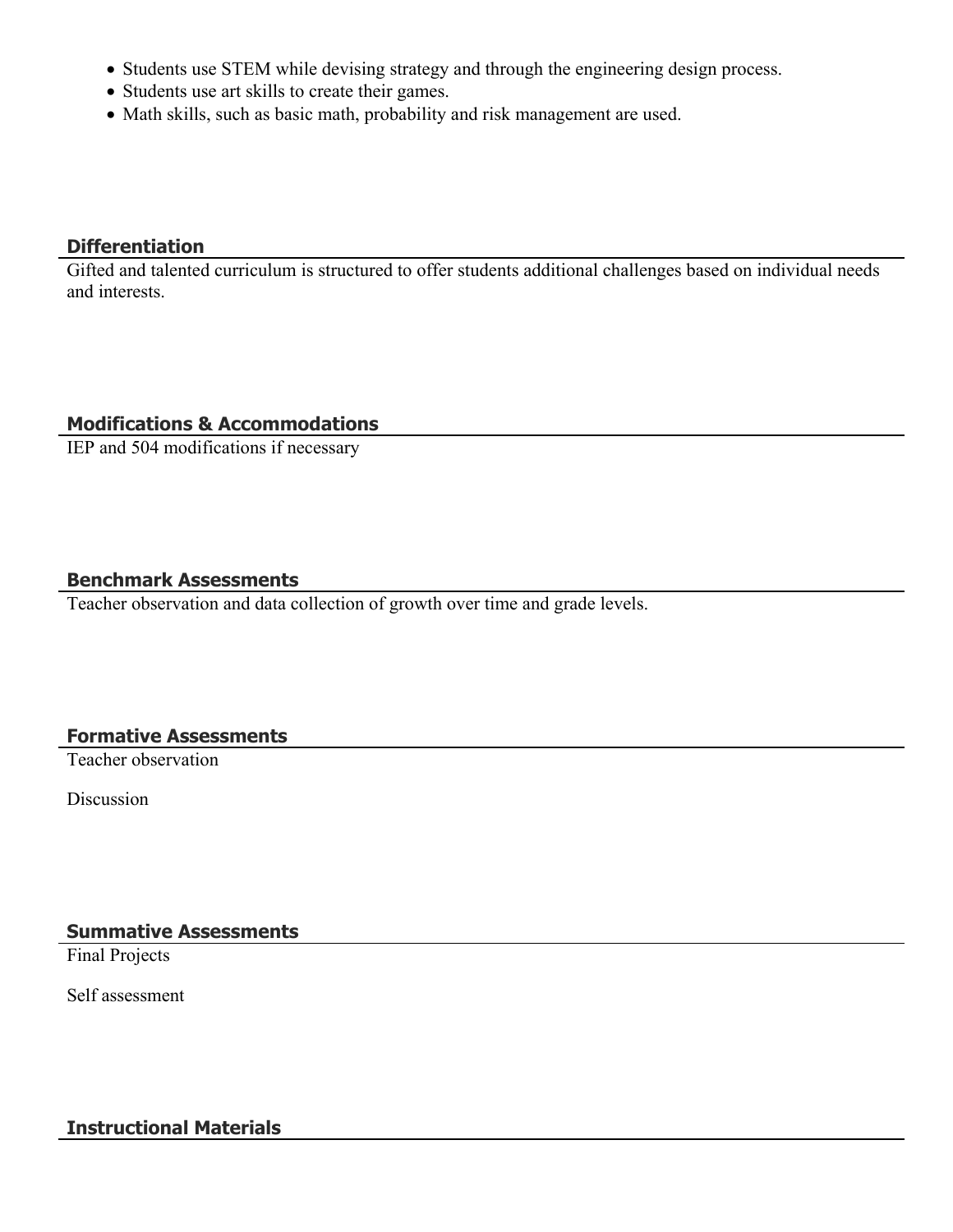- Students use STEM while devising strategy and through the engineering design process.
- Students use art skills to create their games.
- Math skills, such as basic math, probability and risk management are used.

## Differentiation

Gifted and talented curriculum is structured to offer students additional challenges based on individual needs and interests.

## Modifications & Accommodations

IEP and 504 modifications if necessary

## Benchmark Assessments

Teacher observation and data collection of growth over time and grade levels.

## Formative Assessments

Teacher observation

Discussion

## Summative Assessments

Final Projects

Self assessment

## Instructional Materials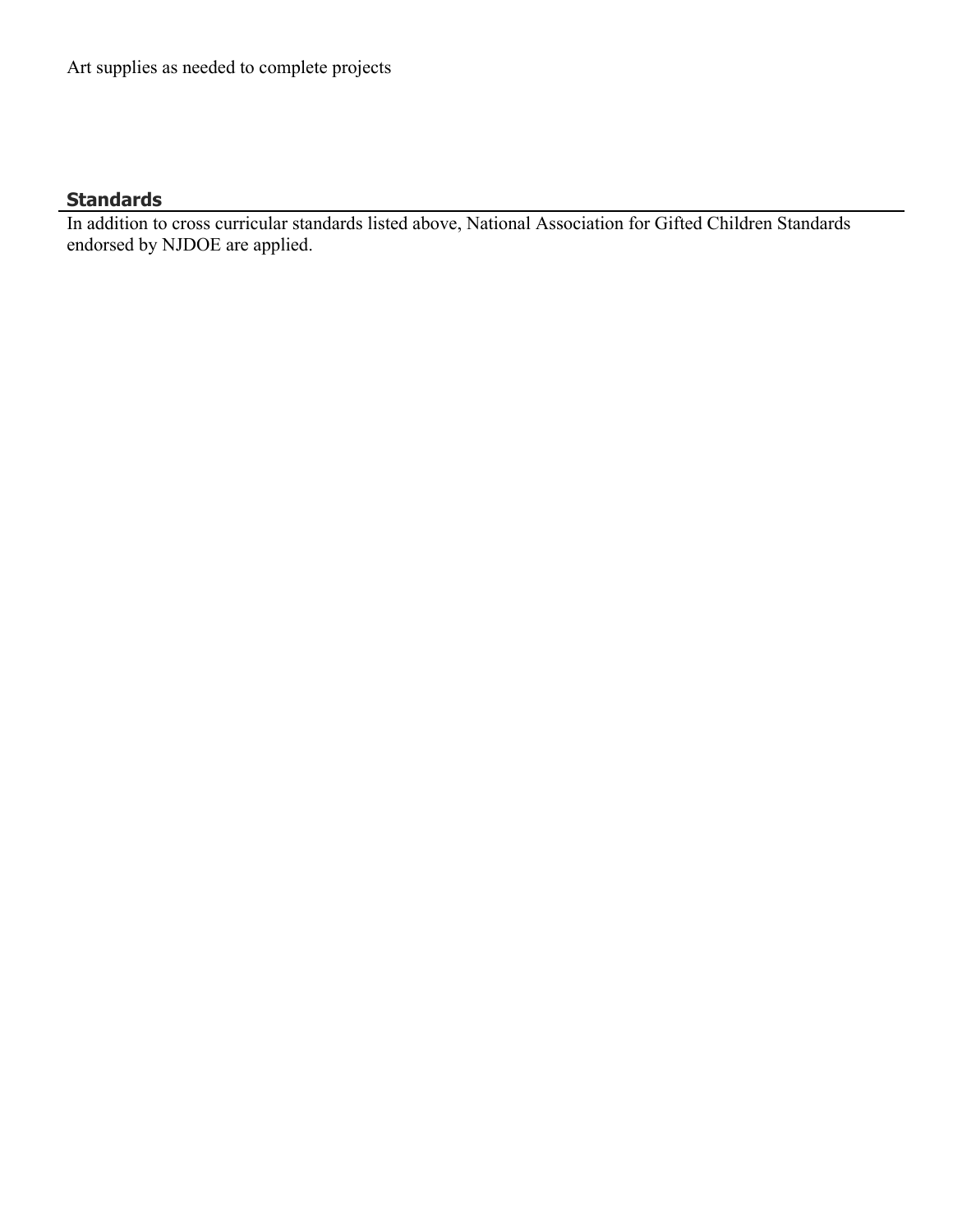Art supplies as needed to complete projects

## Standards

In addition to cross curricular standards listed above, National Association for Gifted Children Standards endorsed by NJDOE are applied.